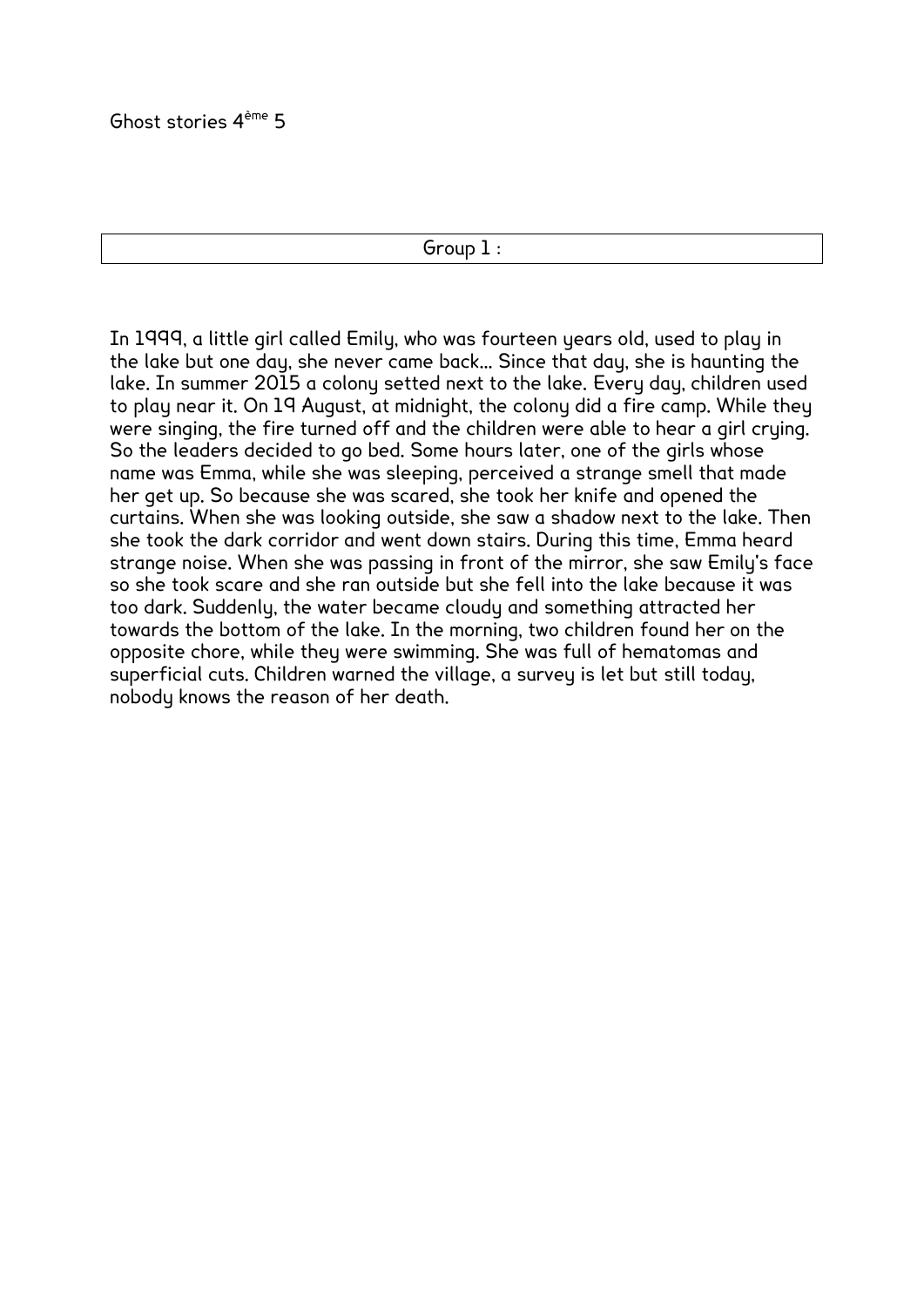Ghost stories $4^{ème}$ 5

| Group 1 : |
| --- |

In 1999, a little girl called Emily, who was fourteen years old, used to play in the lake but one day, she never came back... Since that day, she is haunting the lake. In summer 2015 a colony setted next to the lake. Every day, children used to play near it. On 19 August, at midnight, the colony did a fire camp. While they were singing, the fire turned off and the children were able to hear a girl crying. So the leaders decided to go bed. Some hours later, one of the girls whose name was Emma, while she was sleeping, perceived a strange smell that made her get up. So because she was scared, she took her knife and opened the curtains. When she was looking outside, she saw a shadow next to the lake. Then she took the dark corridor and went down stairs. During this time, Emma heard strange noise. When she was passing in front of the mirror, she saw Emily's face so she took scare and she ran outside but she fell into the lake because it was too dark. Suddenly, the water became cloudy and something attracted her towards the bottom of the lake. In the morning, two children found her on the opposite chore, while they were swimming. She was full of hematomas and superficial cuts. Children warned the village, a survey is let but still today, nobody knows the reason of her death.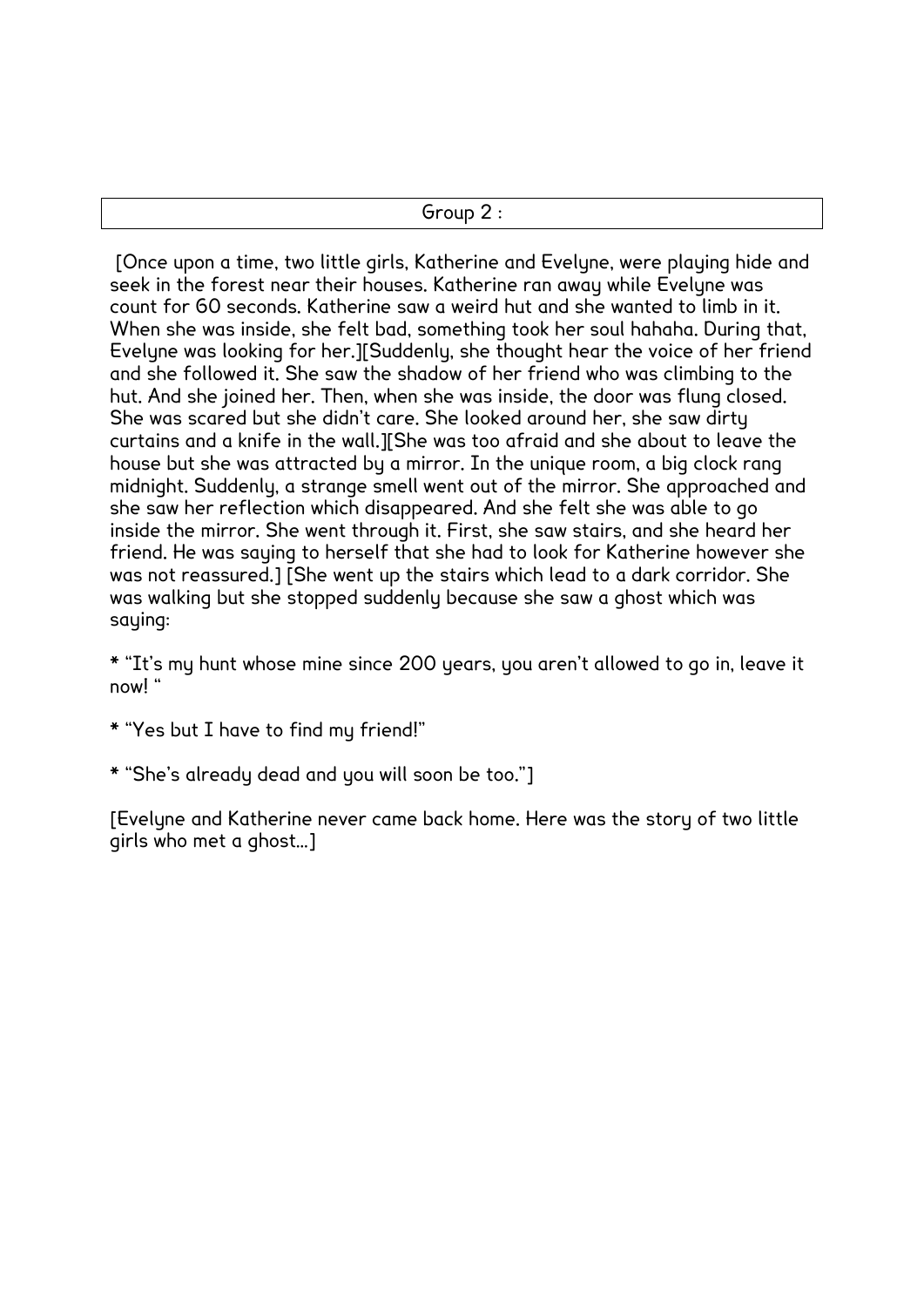| Group 2 : |
| --- |

[Once upon a time, two little girls, Katherine and Evelyne, were playing hide and seek in the forest near their houses. Katherine ran away while Evelyne was count for 60 seconds. Katherine saw a weird hut and she wanted to limb in it. When she was inside, she felt bad, something took her soul hahaha. During that, Evelyne was looking for her.][Suddenly, she thought hear the voice of her friend and she followed it. She saw the shadow of her friend who was climbing to the hut. And she joined her. Then, when she was inside, the door was flung closed. She was scared but she didn't care. She looked around her, she saw dirty curtains and a knife in the wall.][She was too afraid and she about to leave the house but she was attracted by a mirror. In the unique room, a big clock rang midnight. Suddenly, a strange smell went out of the mirror. She approached and she saw her reflection which disappeared. And she felt she was able to go inside the mirror. She went through it. First, she saw stairs, and she heard her friend. He was saying to herself that she had to look for Katherine however she was not reassured.] [She went up the stairs which lead to a dark corridor. She was walking but she stopped suddenly because she saw a ghost which was saying:

* "It's my hunt whose mine since 200 years, you aren't allowed to go in, leave it now! "

* "Yes but I have to find my friend!"

* "She's already dead and you will soon be too."]

[Evelyne and Katherine never came back home. Here was the story of two little girls who met a ghost...]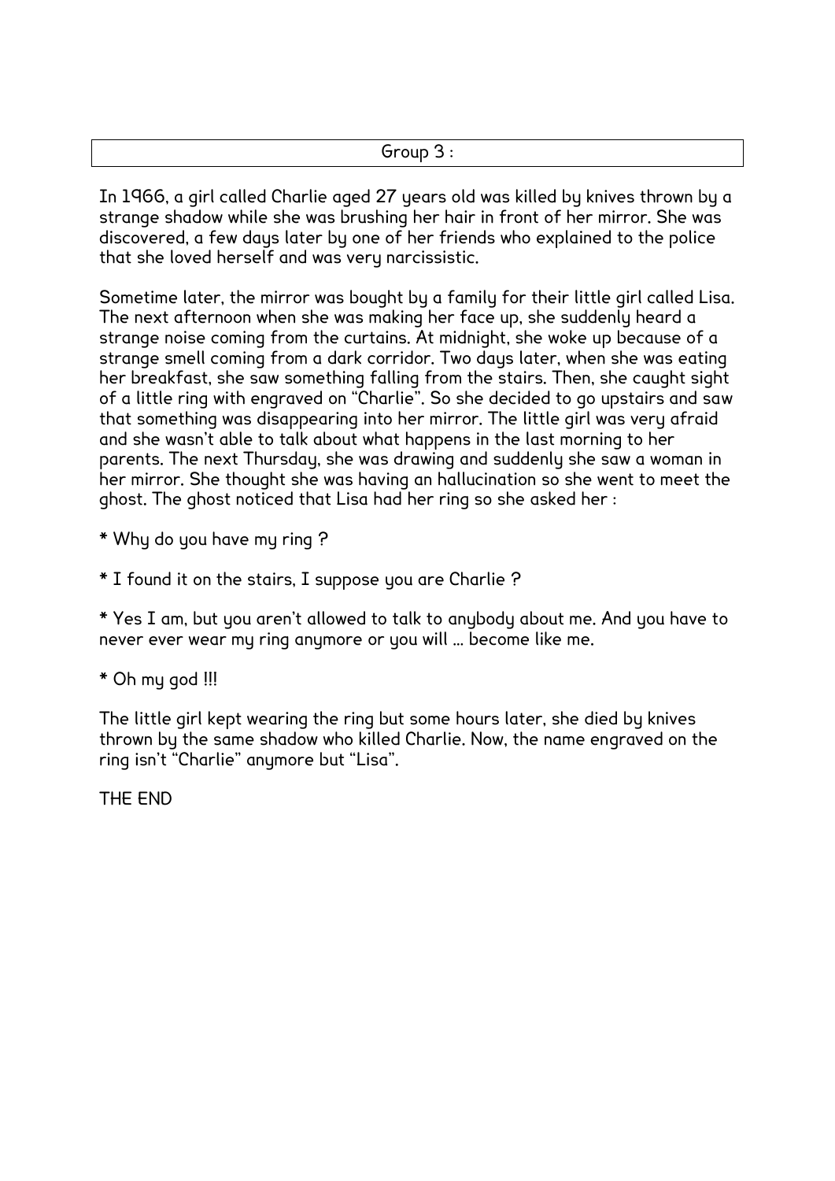Group 3 :

In 1966, a girl called Charlie aged 27 years old was killed by knives thrown by a strange shadow while she was brushing her hair in front of her mirror. She was discovered, a few days later by one of her friends who explained to the police that she loved herself and was very narcissistic.

Sometime later, the mirror was bought by a family for their little girl called Lisa. The next afternoon when she was making her face up, she suddenly heard a strange noise coming from the curtains. At midnight, she woke up because of a strange smell coming from a dark corridor. Two days later, when she was eating her breakfast, she saw something falling from the stairs. Then, she caught sight of a little ring with engraved on "Charlie". So she decided to go upstairs and saw that something was disappearing into her mirror. The little girl was very afraid and she wasn't able to talk about what happens in the last morning to her parents. The next Thursday, she was drawing and suddenly she saw a woman in her mirror. She thought she was having an hallucination so she went to meet the ghost. The ghost noticed that Lisa had her ring so she asked her :

* Why do you have my ring ?

* I found it on the stairs, I suppose you are Charlie ?

* Yes I am, but you aren't allowed to talk to anybody about me. And you have to never ever wear my ring anymore or you will … become like me.

* Oh my god !!!

The little girl kept wearing the ring but some hours later, she died by knives thrown by the same shadow who killed Charlie. Now, the name engraved on the ring isn't "Charlie" anymore but "Lisa".

THE END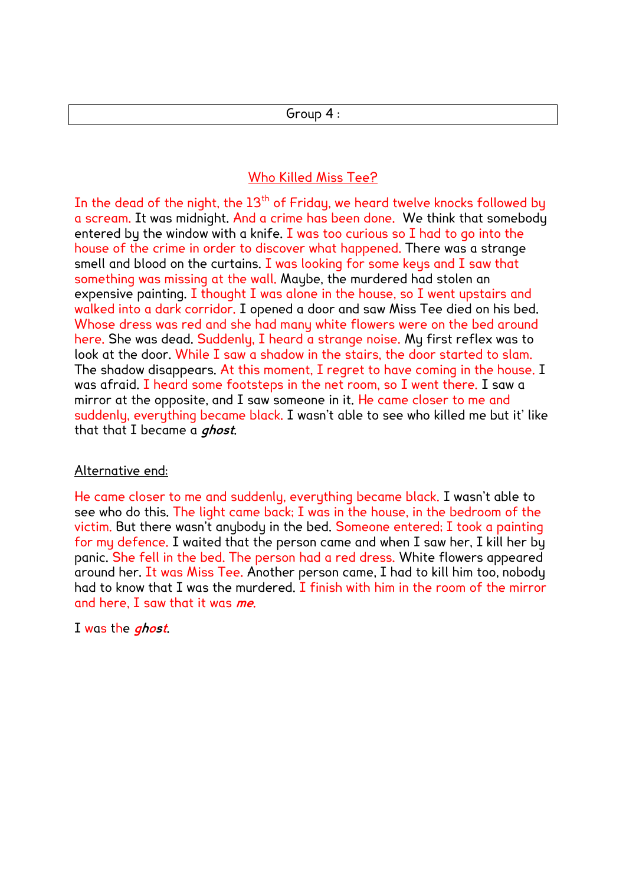Group 4 :

Who Killed Miss Tee?

In the dead of the night, the 13th of Friday, we heard twelve knocks followed by a scream. It was midnight. And a crime has been done. We think that somebody entered by the window with a knife. I was too curious so I had to go into the house of the crime in order to discover what happened. There was a strange smell and blood on the curtains. I was looking for some keys and I saw that something was missing at the wall. Maybe, the murdered had stolen an expensive painting. I thought I was alone in the house, so I went upstairs and walked into a dark corridor. I opened a door and saw Miss Tee died on his bed. Whose dress was red and she had many white flowers were on the bed around here. She was dead. Suddenly, I heard a strange noise. My first reflex was to look at the door. While I saw a shadow in the stairs, the door started to slam. The shadow disappears. At this moment, I regret to have coming in the house. I was afraid. I heard some footsteps in the net room, so I went there. I saw a mirror at the opposite, and I saw someone in it. He came closer to me and suddenly, everything became black. I wasn't able to see who killed me but it' like that that I became a ***ghost***.

Alternative end:

He came closer to me and suddenly, everything became black. I wasn't able to see who do this. The light came back; I was in the house, in the bedroom of the victim. But there wasn't anybody in the bed. Someone entered; I took a painting for my defence. I waited that the person came and when I saw her, I kill her by panic. She fell in the bed. The person had a red dress. White flowers appeared around her. It was Miss Tee. Another person came, I had to kill him too, nobody had to know that I was the murdered. I finish with him in the room of the mirror and here, I saw that it was ***me***.

I was the ***ghost***.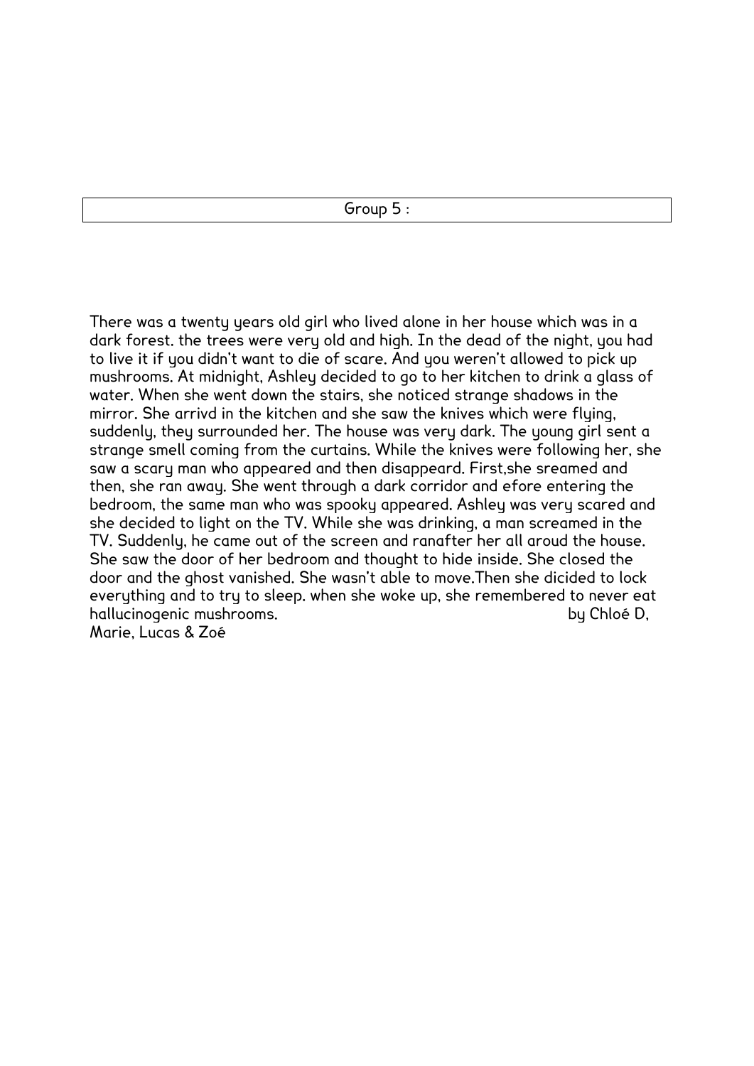Group 5 :

There was a twenty years old girl who lived alone in her house which was in a dark forest. the trees were very old and high. In the dead of the night, you had to live it if you didn't want to die of scare. And you weren't allowed to pick up mushrooms. At midnight, Ashley decided to go to her kitchen to drink a glass of water. When she went down the stairs, she noticed strange shadows in the mirror. She arrivd in the kitchen and she saw the knives which were flying, suddenly, they surrounded her. The house was very dark. The young girl sent a strange smell coming from the curtains. While the knives were following her, she saw a scary man who appeared and then disappeard. First,she sreamed and then, she ran away. She went through a dark corridor and efore entering the bedroom, the same man who was spooky appeared. Ashley was very scared and she decided to light on the TV. While she was drinking, a man screamed in the TV. Suddenly, he came out of the screen and ranafter her all aroud the house. She saw the door of her bedroom and thought to hide inside. She closed the door and the ghost vanished. She wasn't able to move.Then she dicided to lock everything and to try to sleep. when she woke up, she remembered to never eat hallucinogenic mushrooms. by Chloé D, Marie, Lucas & Zoé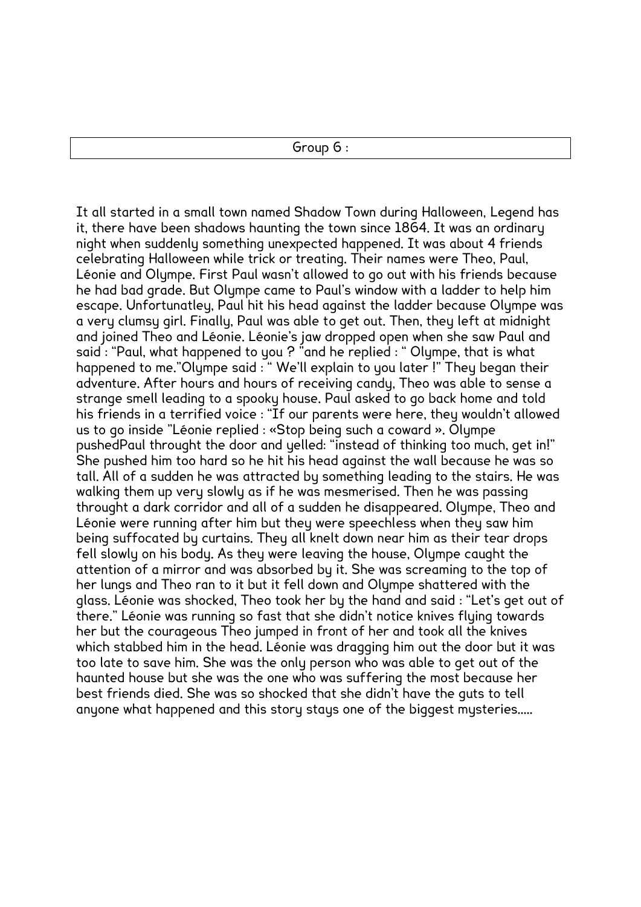| Group 6 : |
| --- |

It all started in a small town named Shadow Town during Halloween, Legend has it, there have been shadows haunting the town since 1864. It was an ordinary night when suddenly something unexpected happened. It was about 4 friends celebrating Halloween while trick or treating. Their names were Theo, Paul, Léonie and Olympe. First Paul wasn't allowed to go out with his friends because he had bad grade. But Olympe came to Paul's window with a ladder to help him escape. Unfortunatley, Paul hit his head against the ladder because Olympe was a very clumsy girl. Finally, Paul was able to get out. Then, they left at midnight and joined Theo and Léonie. Léonie's jaw dropped open when she saw Paul and said : "Paul, what happened to you ? "and he replied : " Olympe, that is what happened to me."Olympe said : " We'll explain to you later !" They began their adventure. After hours and hours of receiving candy, Theo was able to sense a strange smell leading to a spooky house. Paul asked to go back home and told his friends in a terrified voice : "If our parents were here, they wouldn't allowed us to go inside "Léonie replied : «Stop being such a coward ». Olympe pushedPaul throught the door and yelled: "instead of thinking too much, get in!" She pushed him too hard so he hit his head against the wall because he was so tall. All of a sudden he was attracted by something leading to the stairs. He was walking them up very slowly as if he was mesmerised. Then he was passing throught a dark corridor and all of a sudden he disappeared. Olympe, Theo and Léonie were running after him but they were speechless when they saw him being suffocated by curtains. They all knelt down near him as their tear drops fell slowly on his body. As they were leaving the house, Olympe caught the attention of a mirror and was absorbed by it. She was screaming to the top of her lungs and Theo ran to it but it fell down and Olympe shattered with the glass. Léonie was shocked, Theo took her by the hand and said : "Let's get out of there." Léonie was running so fast that she didn't notice knives flying towards her but the courageous Theo jumped in front of her and took all the knives which stabbed him in the head. Léonie was dragging him out the door but it was too late to save him. She was the only person who was able to get out of the haunted house but she was the one who was suffering the most because her best friends died. She was so shocked that she didn't have the guts to tell anyone what happened and this story stays one of the biggest mysteries.....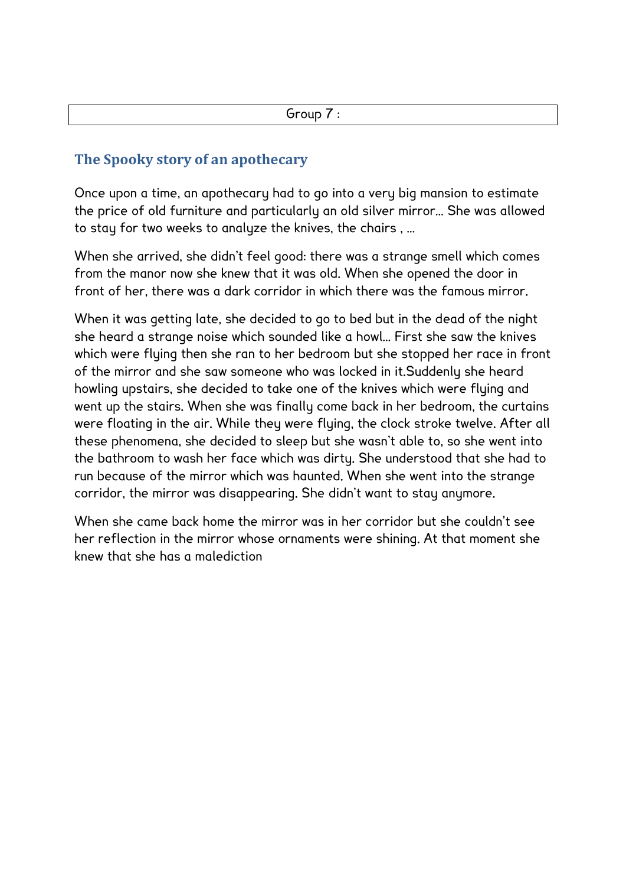Group 7 :

## The Spooky story of an apothecary

Once upon a time, an apothecary had to go into a very big mansion to estimate the price of old furniture and particularly an old silver mirror… She was allowed to stay for two weeks to analyze the knives, the chairs , …

When she arrived, she didn't feel good: there was a strange smell which comes from the manor now she knew that it was old. When she opened the door in front of her, there was a dark corridor in which there was the famous mirror.

When it was getting late, she decided to go to bed but in the dead of the night she heard a strange noise which sounded like a howl… First she saw the knives which were flying then she ran to her bedroom but she stopped her race in front of the mirror and she saw someone who was locked in it.Suddenly she heard howling upstairs, she decided to take one of the knives which were flying and went up the stairs. When she was finally come back in her bedroom, the curtains were floating in the air. While they were flying, the clock stroke twelve. After all these phenomena, she decided to sleep but she wasn't able to, so she went into the bathroom to wash her face which was dirty. She understood that she had to run because of the mirror which was haunted. When she went into the strange corridor, the mirror was disappearing. She didn't want to stay anymore.

When she came back home the mirror was in her corridor but she couldn't see her reflection in the mirror whose ornaments were shining. At that moment she knew that she has a malediction